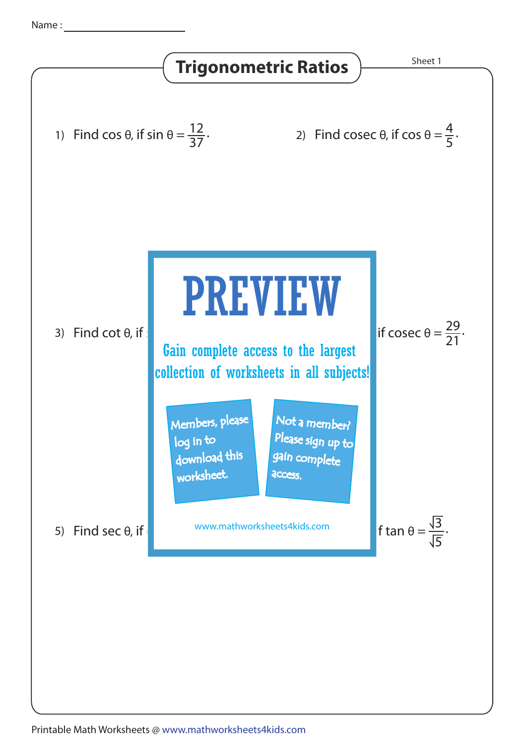Name : ____________________

# Trigonometric Ratios

Sheet 1

1) Find cos θ, if sin θ = $\frac{12}{37}$.

2) Find cosec θ, if cos θ = $\frac{4}{5}$.

# PREVIEW

Gain complete access to the largest collection of worksheets in all subjects!

Members, please log in to download this worksheet.

Not a member? Please sign up to gain complete access.

www.mathworksheets4kids.com

3) Find cot θ, if

if cosec θ = $\frac{29}{21}$.

5) Find sec θ, if

f tan θ = $\frac{\sqrt{3}}{\sqrt{5}}$.

Printable Math Worksheets @ www.mathworksheets4kids.com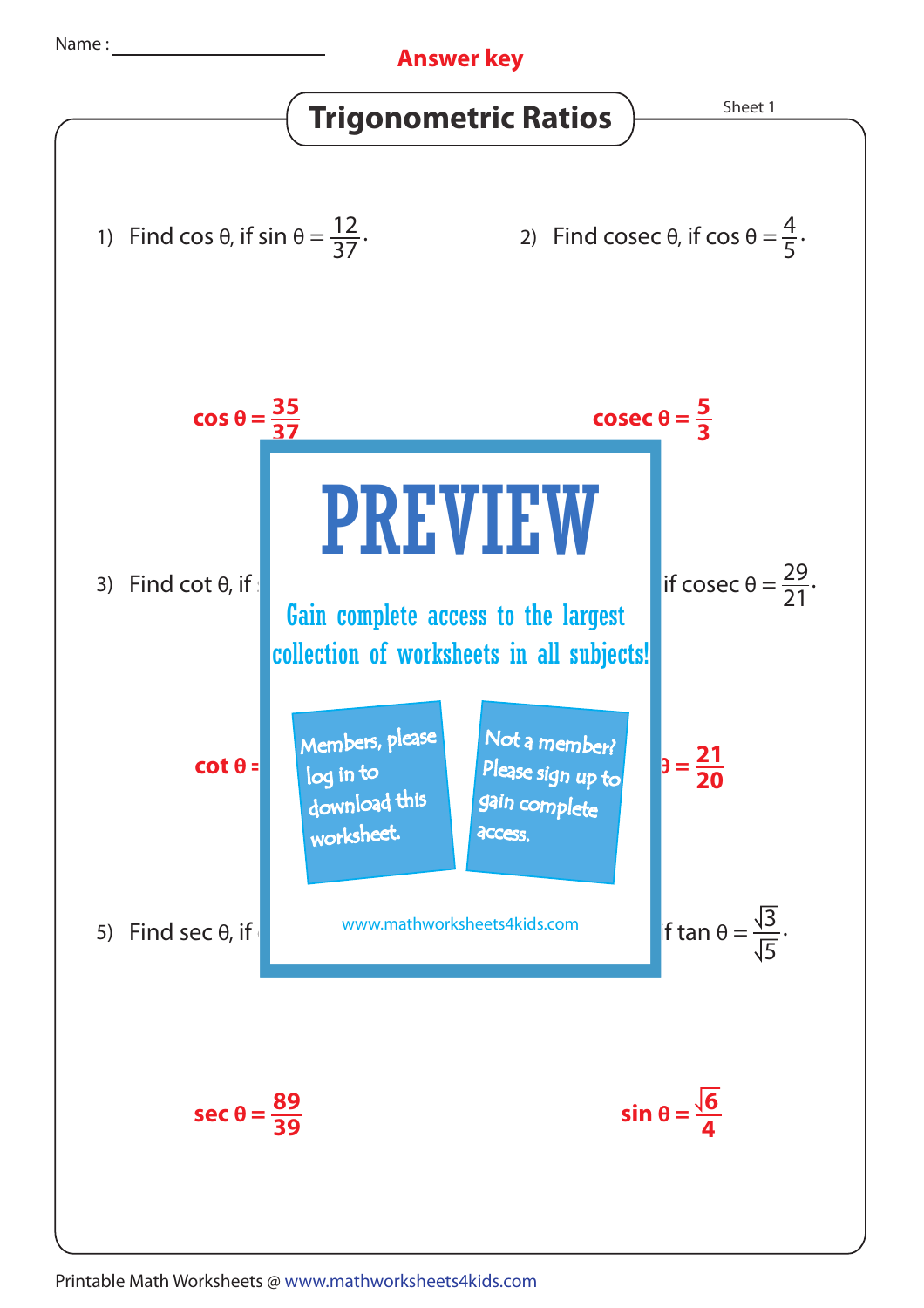Name : ________________

**Answer key**

# Trigonometric Ratios

Sheet 1

1) Find cos θ, if sin θ = $\frac{12}{37}$.

2) Find cosec θ, if cos θ = $\frac{4}{5}$.

**cos θ = $\frac{35}{37}$**

**cosec θ = $\frac{5}{3}$**

PREVIEW

Gain complete access to the largest collection of worksheets in all subjects!

Members, please log in to download this worksheet.

Not a member? Please sign up to gain complete access.

www.mathworksheets4kids.com

3) Find cot θ, if

if cosec θ = $\frac{29}{21}$.

**cot θ =**

**θ = $\frac{21}{20}$**

5) Find sec θ, if

f tan θ = $\frac{\sqrt{3}}{\sqrt{5}}$.

**sec θ = $\frac{89}{39}$**

**sin θ = $\frac{\sqrt{6}}{4}$**

Printable Math Worksheets @ www.mathworksheets4kids.com